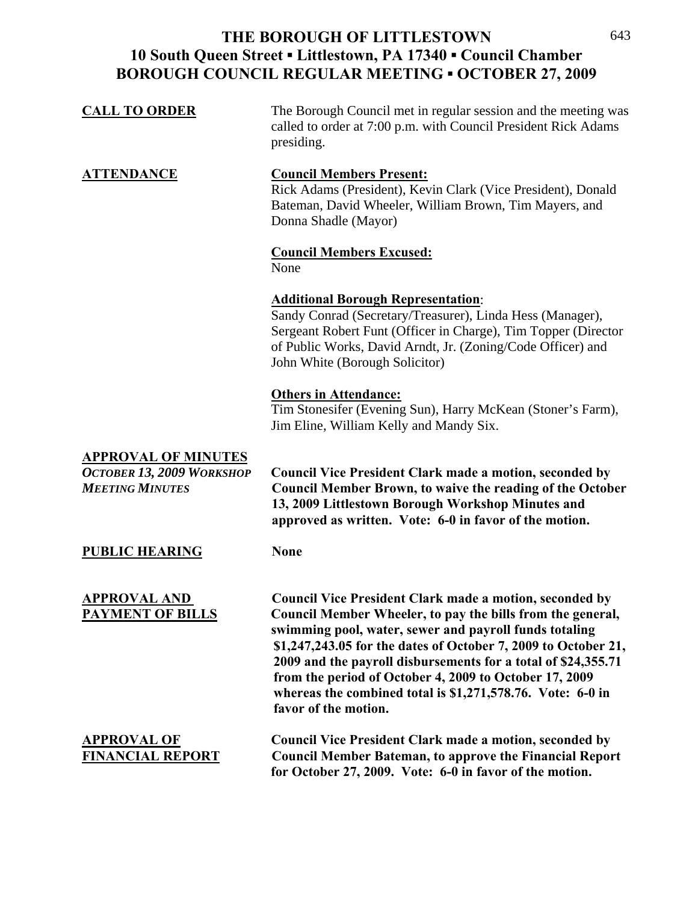# THE BOROUGH OF LITTLESTOWN
## 10 South Queen Street ▪ Littlestown, PA 17340 ▪ Council Chamber
## BOROUGH COUNCIL REGULAR MEETING ▪ OCTOBER 27, 2009

**CALL TO ORDER**

The Borough Council met in regular session and the meeting was called to order at 7:00 p.m. with Council President Rick Adams presiding.

**ATTENDANCE**

**Council Members Present:**
Rick Adams (President), Kevin Clark (Vice President), Donald Bateman, David Wheeler, William Brown, Tim Mayers, and Donna Shadle (Mayor)

**Council Members Excused:**
None

**Additional Borough Representation**:
Sandy Conrad (Secretary/Treasurer), Linda Hess (Manager), Sergeant Robert Funt (Officer in Charge), Tim Topper (Director of Public Works, David Arndt, Jr. (Zoning/Code Officer) and John White (Borough Solicitor)

**Others in Attendance:**
Tim Stonesifer (Evening Sun), Harry McKean (Stoner's Farm), Jim Eline, William Kelly and Mandy Six.

**APPROVAL OF MINUTES**

***OCTOBER 13, 2009 WORKSHOP MEETING MINUTES***

**Council Vice President Clark made a motion, seconded by Council Member Brown, to waive the reading of the October 13, 2009 Littlestown Borough Workshop Minutes and approved as written. Vote: 6-0 in favor of the motion.**

**PUBLIC HEARING**

**None**

**APPROVAL AND PAYMENT OF BILLS**

**Council Vice President Clark made a motion, seconded by Council Member Wheeler, to pay the bills from the general, swimming pool, water, sewer and payroll funds totaling $1,247,243.05 for the dates of October 7, 2009 to October 21, 2009 and the payroll disbursements for a total of $24,355.71 from the period of October 4, 2009 to October 17, 2009 whereas the combined total is $1,271,578.76. Vote: 6-0 in favor of the motion.**

**APPROVAL OF FINANCIAL REPORT**

**Council Vice President Clark made a motion, seconded by Council Member Bateman, to approve the Financial Report for October 27, 2009. Vote: 6-0 in favor of the motion.**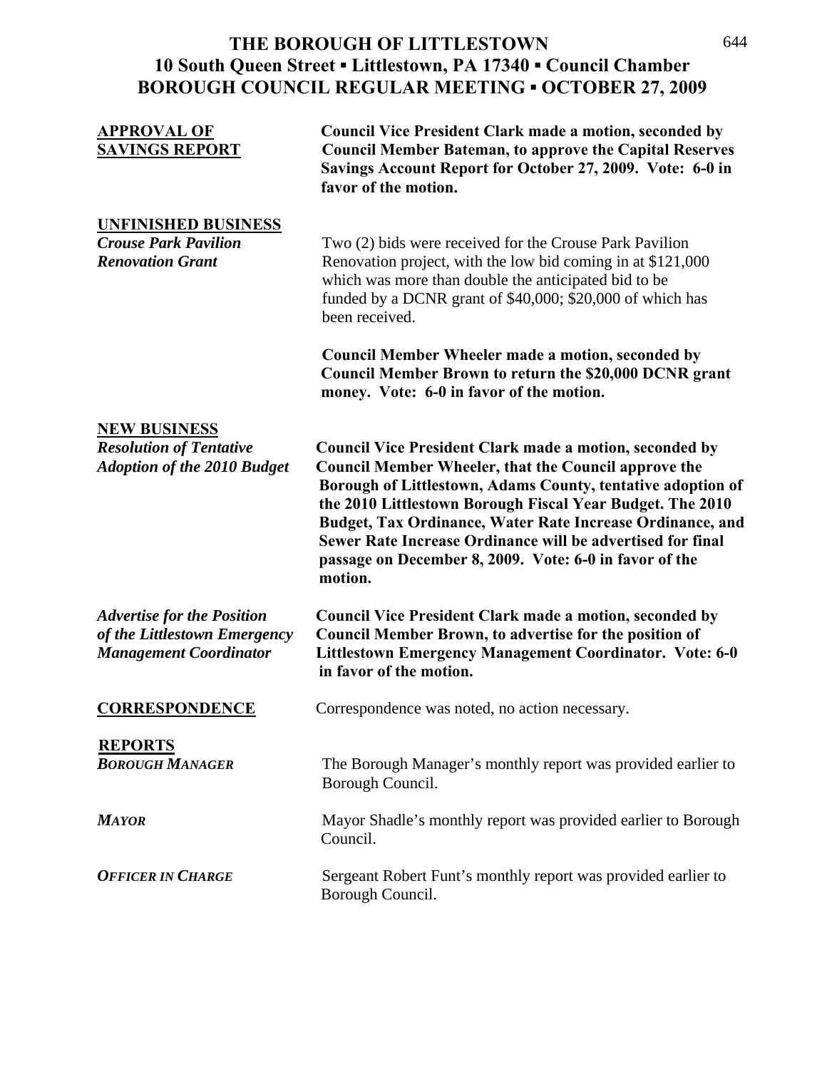# THE BOROUGH OF LITTLESTOWN
## 10 South Queen Street ▪ Littlestown, PA 17340 ▪ Council Chamber
## BOROUGH COUNCIL REGULAR MEETING ▪ OCTOBER 27, 2009

**APPROVAL OF SAVINGS REPORT**

**Council Vice President Clark made a motion, seconded by Council Member Bateman, to approve the Capital Reserves Savings Account Report for October 27, 2009. Vote: 6-0 in favor of the motion.**

**UNFINISHED BUSINESS**

***Crouse Park Pavilion Renovation Grant***

Two (2) bids were received for the Crouse Park Pavilion Renovation project, with the low bid coming in at $121,000 which was more than double the anticipated bid to be funded by a DCNR grant of $40,000; $20,000 of which has been received.

**Council Member Wheeler made a motion, seconded by Council Member Brown to return the $20,000 DCNR grant money. Vote: 6-0 in favor of the motion.**

**NEW BUSINESS**

***Resolution of Tentative Adoption of the 2010 Budget***

**Council Vice President Clark made a motion, seconded by Council Member Wheeler, that the Council approve the Borough of Littlestown, Adams County, tentative adoption of the 2010 Littlestown Borough Fiscal Year Budget. The 2010 Budget, Tax Ordinance, Water Rate Increase Ordinance, and Sewer Rate Increase Ordinance will be advertised for final passage on December 8, 2009. Vote: 6-0 in favor of the motion.**

***Advertise for the Position of the Littlestown Emergency Management Coordinator***

**Council Vice President Clark made a motion, seconded by Council Member Brown, to advertise for the position of Littlestown Emergency Management Coordinator. Vote: 6-0 in favor of the motion.**

**CORRESPONDENCE**

Correspondence was noted, no action necessary.

**REPORTS**

***BOROUGH MANAGER***

The Borough Manager's monthly report was provided earlier to Borough Council.

***MAYOR***

Mayor Shadle's monthly report was provided earlier to Borough Council.

***OFFICER IN CHARGE***

Sergeant Robert Funt's monthly report was provided earlier to Borough Council.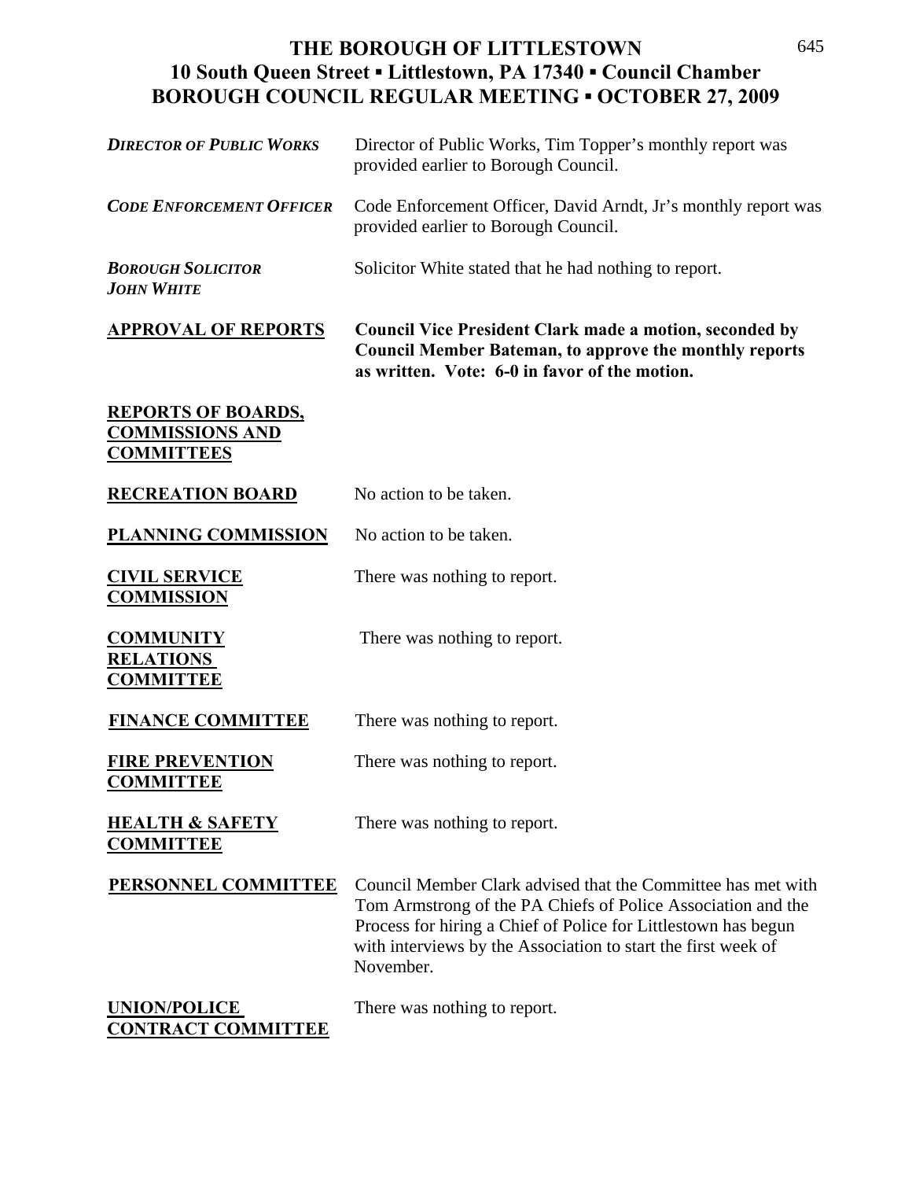# THE BOROUGH OF LITTLESTOWN
## 10 South Queen Street ▪ Littlestown, PA 17340 ▪ Council Chamber
## BOROUGH COUNCIL REGULAR MEETING ▪ OCTOBER 27, 2009

***DIRECTOR OF PUBLIC WORKS*** Director of Public Works, Tim Topper's monthly report was provided earlier to Borough Council.

***CODE ENFORCEMENT OFFICER*** Code Enforcement Officer, David Arndt, Jr's monthly report was provided earlier to Borough Council.

***BOROUGH SOLICITOR JOHN WHITE*** Solicitor White stated that he had nothing to report.

**APPROVAL OF REPORTS** **Council Vice President Clark made a motion, seconded by Council Member Bateman, to approve the monthly reports as written. Vote: 6-0 in favor of the motion.**

**REPORTS OF BOARDS, COMMISSIONS AND COMMITTEES**

**RECREATION BOARD** No action to be taken.

**PLANNING COMMISSION** No action to be taken.

**CIVIL SERVICE COMMISSION** There was nothing to report.

**COMMUNITY RELATIONS COMMITTEE** There was nothing to report.

**FINANCE COMMITTEE** There was nothing to report.

**FIRE PREVENTION COMMITTEE** There was nothing to report.

**HEALTH & SAFETY COMMITTEE** There was nothing to report.

**PERSONNEL COMMITTEE** Council Member Clark advised that the Committee has met with Tom Armstrong of the PA Chiefs of Police Association and the Process for hiring a Chief of Police for Littlestown has begun with interviews by the Association to start the first week of November.

**UNION/POLICE CONTRACT COMMITTEE** There was nothing to report.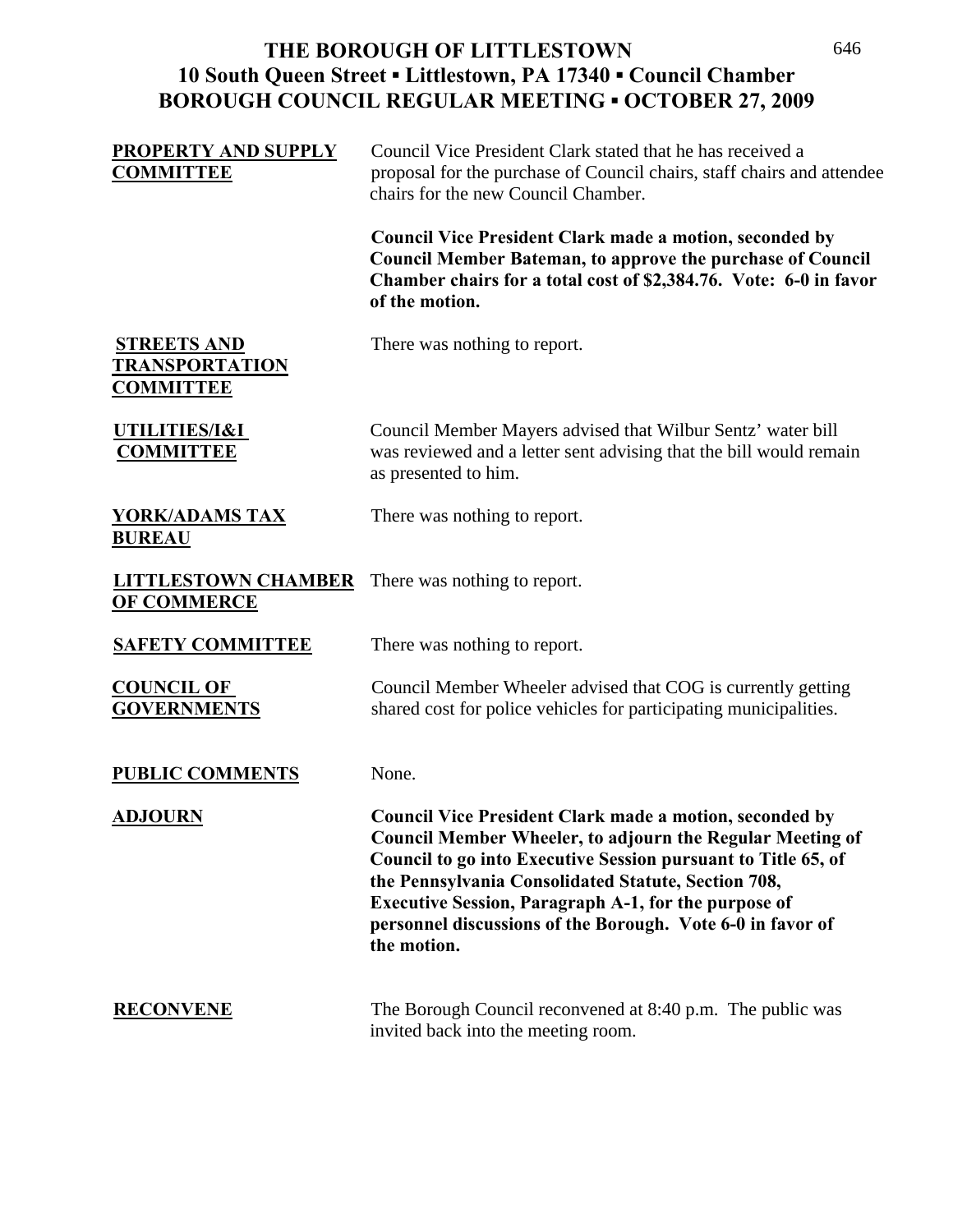**THE BOROUGH OF LITTLESTOWN**
**10 South Queen Street ▪ Littlestown, PA 17340 ▪ Council Chamber**
**BOROUGH COUNCIL REGULAR MEETING ▪ OCTOBER 27, 2009**

**PROPERTY AND SUPPLY COMMITTEE**

Council Vice President Clark stated that he has received a proposal for the purchase of Council chairs, staff chairs and attendee chairs for the new Council Chamber.

**Council Vice President Clark made a motion, seconded by Council Member Bateman, to approve the purchase of Council Chamber chairs for a total cost of $2,384.76. Vote: 6-0 in favor of the motion.**

**STREETS AND TRANSPORTATION COMMITTEE**

There was nothing to report.

**UTILITIES/I&I COMMITTEE**

Council Member Mayers advised that Wilbur Sentz' water bill was reviewed and a letter sent advising that the bill would remain as presented to him.

**YORK/ADAMS TAX BUREAU**

There was nothing to report.

**LITTLESTOWN CHAMBER OF COMMERCE**

There was nothing to report.

**SAFETY COMMITTEE**

There was nothing to report.

**COUNCIL OF GOVERNMENTS**

Council Member Wheeler advised that COG is currently getting shared cost for police vehicles for participating municipalities.

**PUBLIC COMMENTS**

None.

**ADJOURN**

**Council Vice President Clark made a motion, seconded by Council Member Wheeler, to adjourn the Regular Meeting of Council to go into Executive Session pursuant to Title 65, of the Pennsylvania Consolidated Statute, Section 708, Executive Session, Paragraph A-1, for the purpose of personnel discussions of the Borough. Vote 6-0 in favor of the motion.**

**RECONVENE**

The Borough Council reconvened at 8:40 p.m. The public was invited back into the meeting room.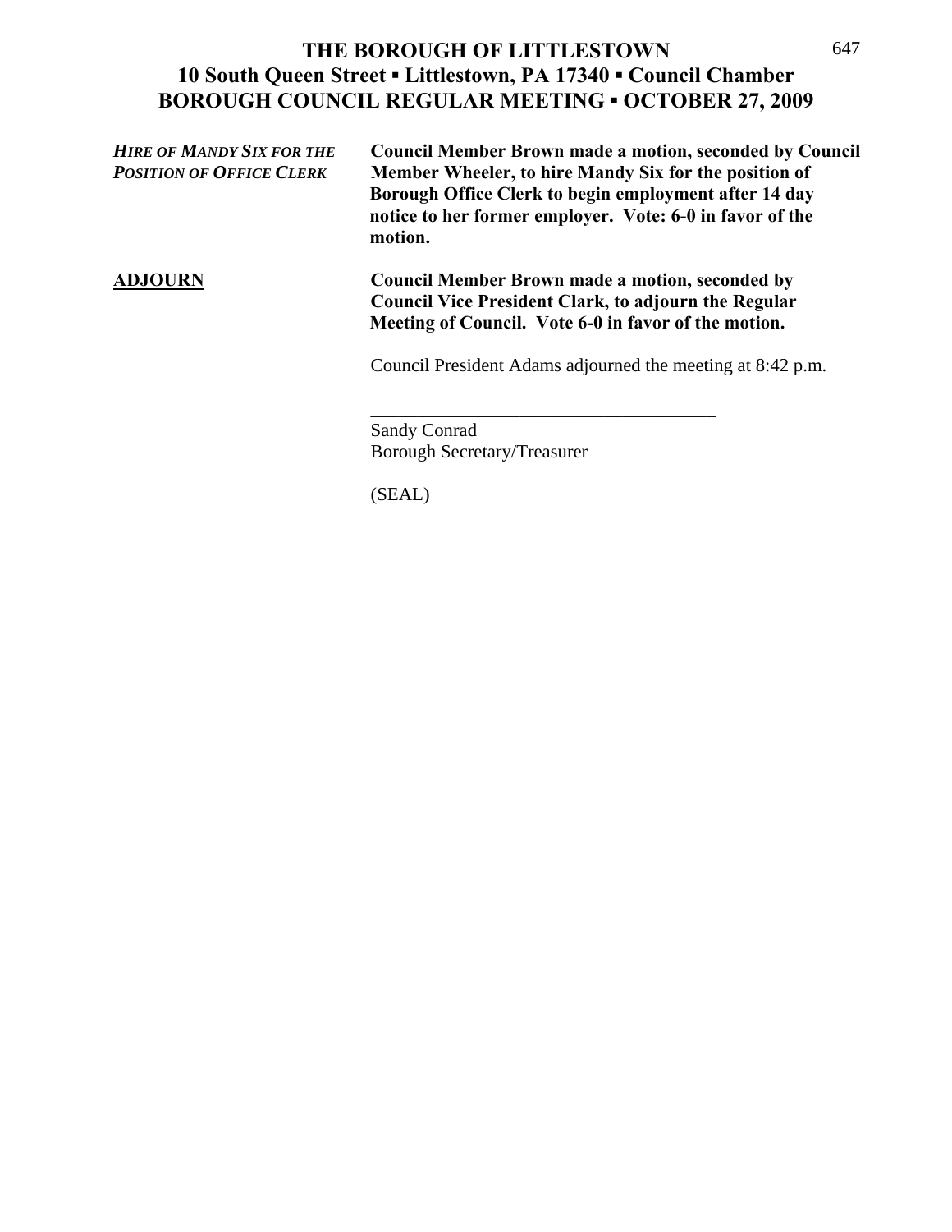**THE BOROUGH OF LITTLESTOWN**
**10 South Queen Street ▪ Littlestown, PA 17340 ▪ Council Chamber**
**BOROUGH COUNCIL REGULAR MEETING ▪ OCTOBER 27, 2009**

***HIRE OF MANDY SIX FOR THE POSITION OF OFFICE CLERK***

**Council Member Brown made a motion, seconded by Council Member Wheeler, to hire Mandy Six for the position of Borough Office Clerk to begin employment after 14 day notice to her former employer. Vote: 6-0 in favor of the motion.**

**ADJOURN**

**Council Member Brown made a motion, seconded by Council Vice President Clark, to adjourn the Regular Meeting of Council. Vote 6-0 in favor of the motion.**

Council President Adams adjourned the meeting at 8:42 p.m.

\_\_\_\_\_\_\_\_\_\_\_\_\_\_\_\_\_\_\_\_\_\_\_\_\_\_\_\_\_\_\_\_\_\_\_\_\_\_

Sandy Conrad
Borough Secretary/Treasurer

(SEAL)